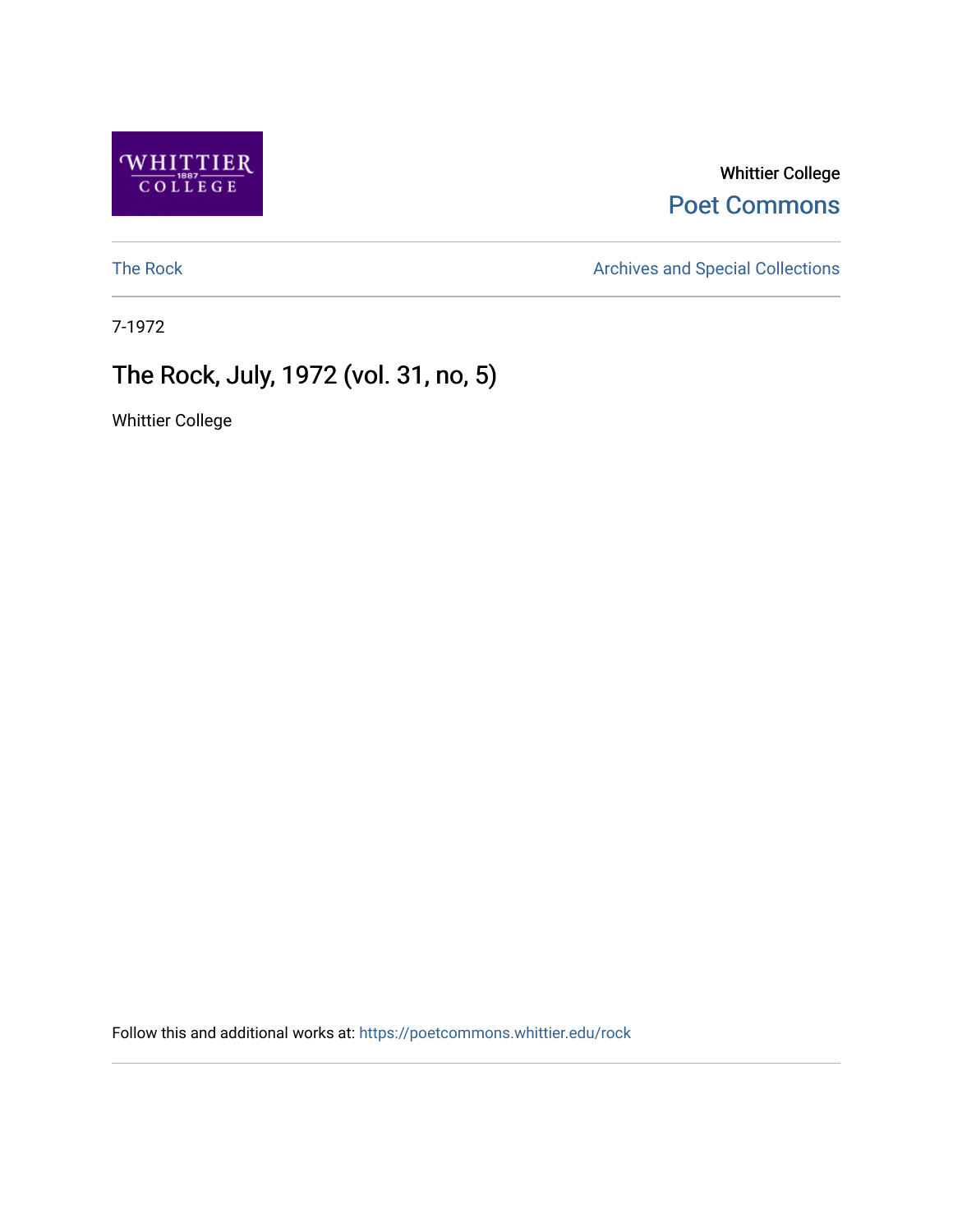Whittier College

Poet Commons

The Rock

Archives and Special Collections

7-1972

# The Rock, July, 1972 (vol. 31, no, 5)

Whittier College

Follow this and additional works at: https://poetcommons.whittier.edu/rock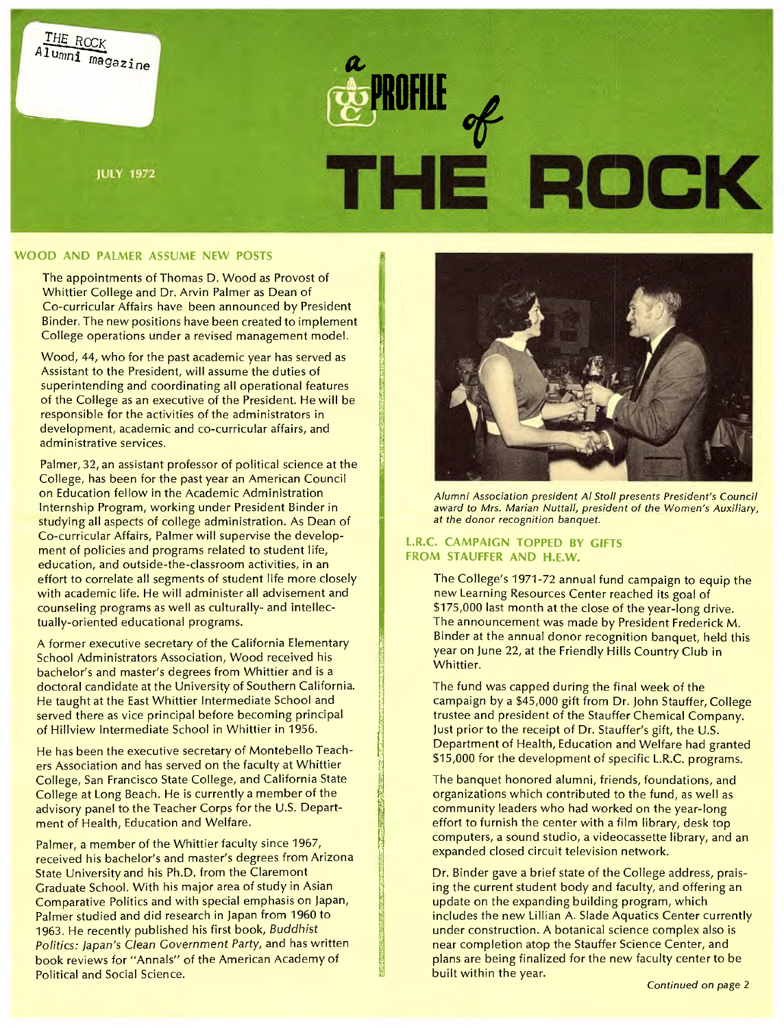THE ROCK
Alumni magazine

JULY 1972

# a PROFILE of THE ROCK

## WOOD AND PALMER ASSUME NEW POSTS

The appointments of Thomas D. Wood as Provost of Whittier College and Dr. Arvin Palmer as Dean of Co-curricular Affairs have been announced by President Binder. The new positions have been created to implement College operations under a revised management model.

Wood, 44, who for the past academic year has served as Assistant to the President, will assume the duties of superintending and coordinating all operational features of the College as an executive of the President. He will be responsible for the activities of the administrators in development, academic and co-curricular affairs, and administrative services.

Palmer, 32, an assistant professor of political science at the College, has been for the past year an American Council on Education fellow in the Academic Administration Internship Program, working under President Binder in studying all aspects of college administration. As Dean of Co-curricular Affairs, Palmer will supervise the development of policies and programs related to student life, education, and outside-the-classroom activities, in an effort to correlate all segments of student life more closely with academic life. He will administer all advisement and counseling programs as well as culturally- and intellectually-oriented educational programs.

A former executive secretary of the California Elementary School Administrators Association, Wood received his bachelor's and master's degrees from Whittier and is a doctoral candidate at the University of Southern California. He taught at the East Whittier Intermediate School and served there as vice principal before becoming principal of Hillview Intermediate School in Whittier in 1956.

He has been the executive secretary of Montebello Teachers Association and has served on the faculty at Whittier College, San Francisco State College, and California State College at Long Beach. He is currently a member of the advisory panel to the Teacher Corps for the U.S. Department of Health, Education and Welfare.

Palmer, a member of the Whittier faculty since 1967, received his bachelor's and master's degrees from Arizona State University and his Ph.D. from the Claremont Graduate School. With his major area of study in Asian Comparative Politics and with special emphasis on Japan, Palmer studied and did research in Japan from 1960 to 1963. He recently published his first book, *Buddhist Politics: Japan's Clean Government Party*, and has written book reviews for "Annals" of the American Academy of Political and Social Science.

*Alumni Association president Al Stoll presents President's Council award to Mrs. Marian Nuttall, president of the Women's Auxiliary, at the donor recognition banquet.*

## L.R.C. CAMPAIGN TOPPED BY GIFTS FROM STAUFFER AND H.E.W.

The College's 1971-72 annual fund campaign to equip the new Learning Resources Center reached its goal of $175,000 last month at the close of the year-long drive. The announcement was made by President Frederick M. Binder at the annual donor recognition banquet, held this year on June 22, at the Friendly Hills Country Club in Whittier.

The fund was capped during the final week of the campaign by a $45,000 gift from Dr. John Stauffer, College trustee and president of the Stauffer Chemical Company. Just prior to the receipt of Dr. Stauffer's gift, the U.S. Department of Health, Education and Welfare had granted $15,000 for the development of specific L.R.C. programs.

The banquet honored alumni, friends, foundations, and organizations which contributed to the fund, as well as community leaders who had worked on the year-long effort to furnish the center with a film library, desk top computers, a sound studio, a videocassette library, and an expanded closed circuit television network.

Dr. Binder gave a brief state of the College address, praising the current student body and faculty, and offering an update on the expanding building program, which includes the new Lillian A. Slade Aquatics Center currently under construction. A botanical science complex also is near completion atop the Stauffer Science Center, and plans are being finalized for the new faculty center to be built within the year.

*Continued on page 2*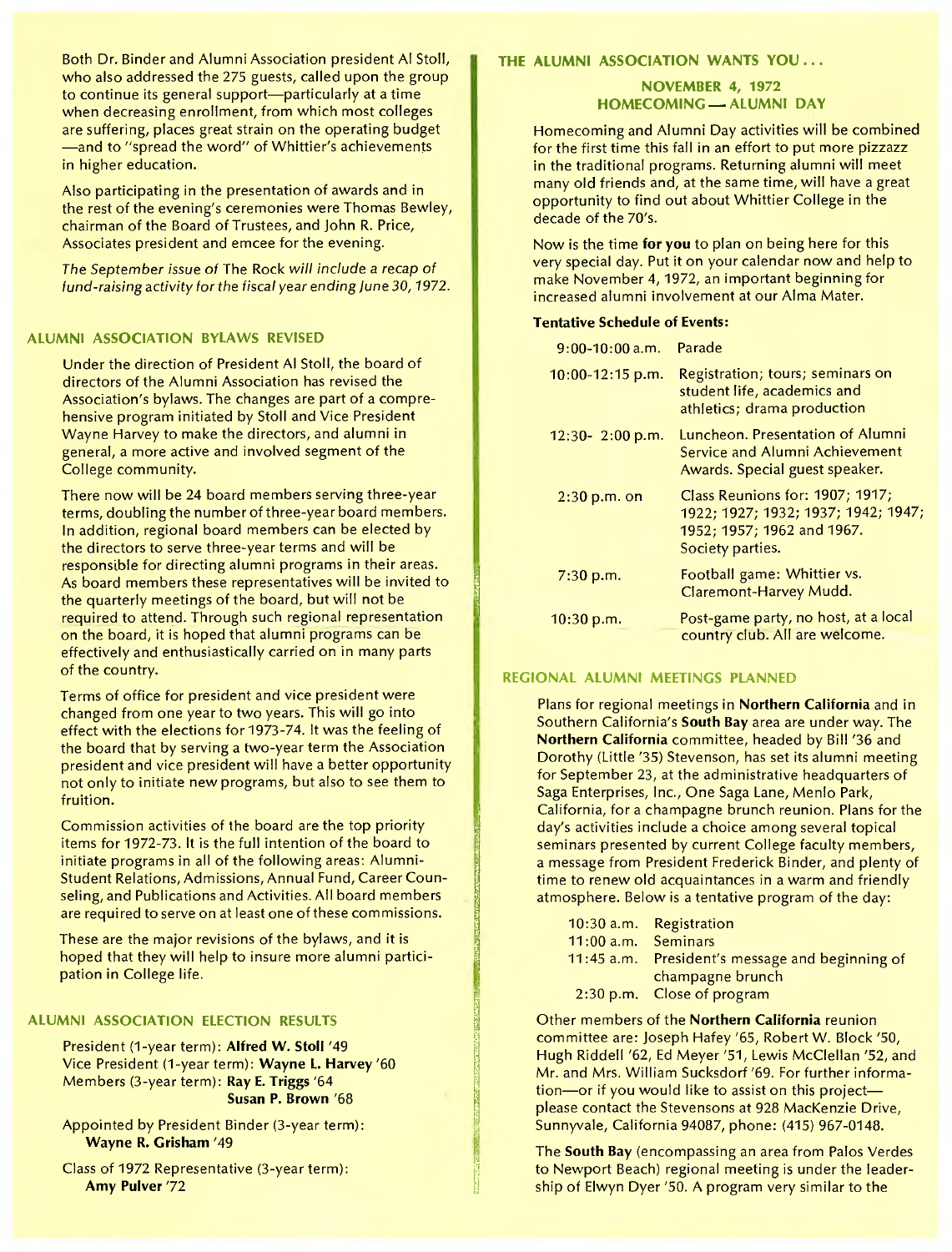Both Dr. Binder and Alumni Association president Al Stoll, who also addressed the 275 guests, called upon the group to continue its general support—particularly at a time when decreasing enrollment, from which most colleges are suffering, places great strain on the operating budget —and to "spread the word" of Whittier's achievements in higher education.

Also participating in the presentation of awards and in the rest of the evening's ceremonies were Thomas Bewley, chairman of the Board of Trustees, and John R. Price, Associates president and emcee for the evening.

*The September issue of* The Rock *will include a recap of fund-raising activity for the fiscal year ending June 30, 1972.*

## ALUMNI ASSOCIATION BYLAWS REVISED

Under the direction of President Al Stoll, the board of directors of the Alumni Association has revised the Association's bylaws. The changes are part of a comprehensive program initiated by Stoll and Vice President Wayne Harvey to make the directors, and alumni in general, a more active and involved segment of the College community.

There now will be 24 board members serving three-year terms, doubling the number of three-year board members. In addition, regional board members can be elected by the directors to serve three-year terms and will be responsible for directing alumni programs in their areas. As board members these representatives will be invited to the quarterly meetings of the board, but will not be required to attend. Through such regional representation on the board, it is hoped that alumni programs can be effectively and enthusiastically carried on in many parts of the country.

Terms of office for president and vice president were changed from one year to two years. This will go into effect with the elections for 1973-74. It was the feeling of the board that by serving a two-year term the Association president and vice president will have a better opportunity not only to initiate new programs, but also to see them to fruition.

Commission activities of the board are the top priority items for 1972-73. It is the full intention of the board to initiate programs in all of the following areas: Alumni-Student Relations, Admissions, Annual Fund, Career Counseling, and Publications and Activities. All board members are required to serve on at least one of these commissions.

These are the major revisions of the bylaws, and it is hoped that they will help to insure more alumni participation in College life.

## ALUMNI ASSOCIATION ELECTION RESULTS

President (1-year term): **Alfred W. Stoll** '49
Vice President (1-year term): **Wayne L. Harvey** '60
Members (3-year term): **Ray E. Triggs** '64
**Susan P. Brown** '68

Appointed by President Binder (3-year term):
**Wayne R. Grisham** '49

Class of 1972 Representative (3-year term):
**Amy Pulver** '72

## THE ALUMNI ASSOCIATION WANTS YOU . . .

### NOVEMBER 4, 1972
### HOMECOMING — ALUMNI DAY

Homecoming and Alumni Day activities will be combined for the first time this fall in an effort to put more pizzazz in the traditional programs. Returning alumni will meet many old friends and, at the same time, will have a great opportunity to find out about Whittier College in the decade of the 70's.

Now is the time **for you** to plan on being here for this very special day. Put it on your calendar now and help to make November 4, 1972, an important beginning for increased alumni involvement at our Alma Mater.

**Tentative Schedule of Events:**

| | |
|---|---|
| 9:00-10:00 a.m. | Parade |
| 10:00-12:15 p.m. | Registration; tours; seminars on student life, academics and athletics; drama production |
| 12:30- 2:00 p.m. | Luncheon. Presentation of Alumni Service and Alumni Achievement Awards. Special guest speaker. |
| 2:30 p.m. on | Class Reunions for: 1907; 1917; 1922; 1927; 1932; 1937; 1942; 1947; 1952; 1957; 1962 and 1967. Society parties. |
| 7:30 p.m. | Football game: Whittier vs. Claremont-Harvey Mudd. |
| 10:30 p.m. | Post-game party, no host, at a local country club. All are welcome. |

## REGIONAL ALUMNI MEETINGS PLANNED

Plans for regional meetings in **Northern California** and in Southern California's **South Bay** area are under way. The **Northern California** committee, headed by Bill '36 and Dorothy (Little '35) Stevenson, has set its alumni meeting for September 23, at the administrative headquarters of Saga Enterprises, Inc., One Saga Lane, Menlo Park, California, for a champagne brunch reunion. Plans for the day's activities include a choice among several topical seminars presented by current College faculty members, a message from President Frederick Binder, and plenty of time to renew old acquaintances in a warm and friendly atmosphere. Below is a tentative program of the day:

| | |
|---|---|
| 10:30 a.m. | Registration |
| 11:00 a.m. | Seminars |
| 11:45 a.m. | President's message and beginning of champagne brunch |
| 2:30 p.m. | Close of program |

Other members of the **Northern California** reunion committee are: Joseph Hafey '65, Robert W. Block '50, Hugh Riddell '62, Ed Meyer '51, Lewis McClellan '52, and Mr. and Mrs. William Sucksdorf '69. For further information—or if you would like to assist on this project—please contact the Stevensons at 928 MacKenzie Drive, Sunnyvale, California 94087, phone: (415) 967-0148.

The **South Bay** (encompassing an area from Palos Verdes to Newport Beach) regional meeting is under the leadership of Elwyn Dyer '50. A program very similar to the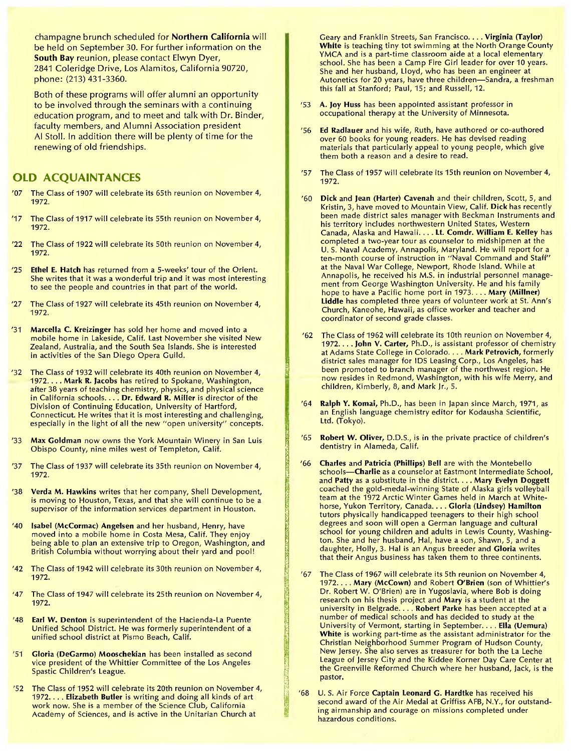champagne brunch scheduled for **Northern California** will be held on September 30. For further information on the **South Bay** reunion, please contact Elwyn Dyer, 2841 Coleridge Drive, Los Alamitos, California 90720, phone: (213) 431-3360.

Both of these programs will offer alumni an opportunity to be involved through the seminars with a continuing education program, and to meet and talk with Dr. Binder, faculty members, and Alumni Association president Al Stoll. In addition there will be plenty of time for the renewing of old friendships.

## OLD ACQUAINTANCES

'07 The Class of 1907 will celebrate its 65th reunion on November 4, 1972.

'17 The Class of 1917 will celebrate its 55th reunion on November 4, 1972.

'22 The Class of 1922 will celebrate its 50th reunion on November 4, 1972.

'25 **Ethel E. Hatch** has returned from a 5-weeks' tour of the Orient. She writes that it was a wonderful trip and it was most interesting to see the people and countries in that part of the world.

'27 The Class of 1927 will celebrate its 45th reunion on November 4, 1972.

'31 **Marcella C. Kreizinger** has sold her home and moved into a mobile home in Lakeside, Calif. Last November she visited New Zealand, Australia, and the South Sea Islands. She is interested in activities of the San Diego Opera Guild.

'32 The Class of 1932 will celebrate its 40th reunion on November 4, 1972. . . . **Mark R. Jacobs** has retired to Spokane, Washington, after 38 years of teaching chemistry, physics, and physical science in California schools. . . . **Dr. Edward R. Miller** is director of the Division of Continuing Education, University of Hartford, Connecticut. He writes that it is most interesting and challenging, especially in the light of all the new "open university" concepts.

'33 **Max Goldman** now owns the York Mountain Winery in San Luis Obispo County, nine miles west of Templeton, Calif.

'37 The Class of 1937 will celebrate its 35th reunion on November 4, 1972.

'38 **Verda M. Hawkins** writes that her company, Shell Development, is moving to Houston, Texas, and that she will continue to be a supervisor of the information services department in Houston.

'40 **Isabel (McCormac) Angelsen** and her husband, Henry, have moved into a mobile home in Costa Mesa, Calif. They enjoy being able to plan an extensive trip to Oregon, Washington, and British Columbia without worrying about their yard and pool!

'42 The Class of 1942 will celebrate its 30th reunion on November 4, 1972.

'47 The Class of 1947 will celebrate its 25th reunion on November 4, 1972.

'48 **Earl W. Denton** is superintendent of the Hacienda-La Puente Unified School District. He was formerly superintendent of a unified school district at Pismo Beach, Calif.

'51 **Gloria (DeGarmo) Mooschekian** has been installed as second vice president of the Whittier Committee of the Los Angeles Spastic Children's League.

'52 The Class of 1952 will celebrate its 20th reunion on November 4, 1972. . . . **Elizabeth Butler** is writing and doing all kinds of art work now. She is a member of the Science Club, California Academy of Sciences, and is active in the Unitarian Church at Geary and Franklin Streets, San Francisco. . . . **Virginia (Taylor) White** is teaching tiny tot swimming at the North Orange County YMCA and is a part-time classroom aide at a local elementary school. She has been a Camp Fire Girl leader for over 10 years. She and her husband, Lloyd, who has been an engineer at Autonetics for 20 years, have three children—Sandra, a freshman this fall at Stanford; Paul, 15; and Russell, 12.

'53 **A. Joy Huss** has been appointed assistant professor in occupational therapy at the University of Minnesota.

'56 **Ed Radlauer** and his wife, Ruth, have authored or co-authored over 60 books for young readers. He has devised reading materials that particularly appeal to young people, which give them both a reason and a desire to read.

'57 The Class of 1957 will celebrate its 15th reunion on November 4, 1972.

'60 **Dick** and **Jean (Harter) Cavenah** and their children, Scott, 5, and Kristin, 3, have moved to Mountain View, Calif. **Dick** has recently been made district sales manager with Beckman Instruments and his territory includes northwestern United States, Western Canada, Alaska and Hawaii. . . . **Lt. Comdr. William E. Kelley** has completed a two-year tour as counselor to midshipmen at the U. S. Naval Academy, Annapolis, Maryland. He will report for a ten-month course of instruction in "Naval Command and Staff" at the Naval War College, Newport, Rhode Island. While at Annapolis, he received his M.S. in industrial personnel management from George Washington University. He and his family hope to have a Pacific home port in 1973. . . . **Mary (Millner) Liddle** has completed three years of volunteer work at St. Ann's Church, Kaneohe, Hawaii, as office worker and teacher and coordinator of second grade classes.

'62 The Class of 1962 will celebrate its 10th reunion on November 4, 1972. . . . **John V. Carter,** Ph.D., is assistant professor of chemistry at Adams State College in Colorado. . . . **Mark Petrovich,** formerly district sales manager for IDS Leasing Corp., Los Angeles, has been promoted to branch manager of the northwest region. He now resides in Redmond, Washington, with his wife Merry, and children, Kimberly, 8, and Mark Jr., 5.

'64 **Ralph Y. Komai,** Ph.D., has been in Japan since March, 1971, as an English language chemistry editor for Kodausha Scientific, Ltd. (Tokyo).

'65 **Robert W. Oliver,** D.D.S., is in the private practice of children's dentistry in Alameda, Calif.

'66 **Charles** and **Patricia (Phillips) Bell** are with the Montebello schools—**Charlie** as a counselor at Eastmont Intermediate School, and **Patty** as a substitute in the district. . . . **Mary Evelyn Doggett** coached the gold-medal-winning State of Alaska girls volleyball team at the 1972 Arctic Winter Games held in March at Whitehorse, Yukon Territory, Canada. . . . **Gloria (Lindsey) Hamilton** tutors physically handicapped teenagers to their high school degrees and soon will open a German language and cultural school for young children and adults in Lewis County, Washington. She and her husband, Hal, have a son, Shawn, 5, and a daughter, Holly, 3. Hal is an Angus breeder and **Gloria** writes that their Angus business has taken them to three continents.

'67 The Class of 1967 will celebrate its 5th reunion on November 4, 1972. . . . **Mary (McCown)** and Robert **O'Brien** (son of Whittier's Dr. Robert W. O'Brien) are in Yugoslavia, where Bob is doing research on his thesis project and **Mary** is a student at the university in Belgrade. . . . **Robert Parke** has been accepted at a number of medical schools and has decided to study at the University of Vermont, starting in September. . . . **Ella (Uemura) White** is working part-time as the assistant administrator for the Christian Neighborhood Summer Program of Hudson County, New Jersey. She also serves as treasurer for both the La Leche League of Jersey City and the Kiddee Korner Day Care Center at the Greenville Reformed Church where her husband, Jack, is the pastor.

'68 U. S. Air Force **Captain Leonard G. Hardtke** has received his second award of the Air Medal at Griffiss AFB, N.Y., for outstanding airmanship and courage on missions completed under hazardous conditions.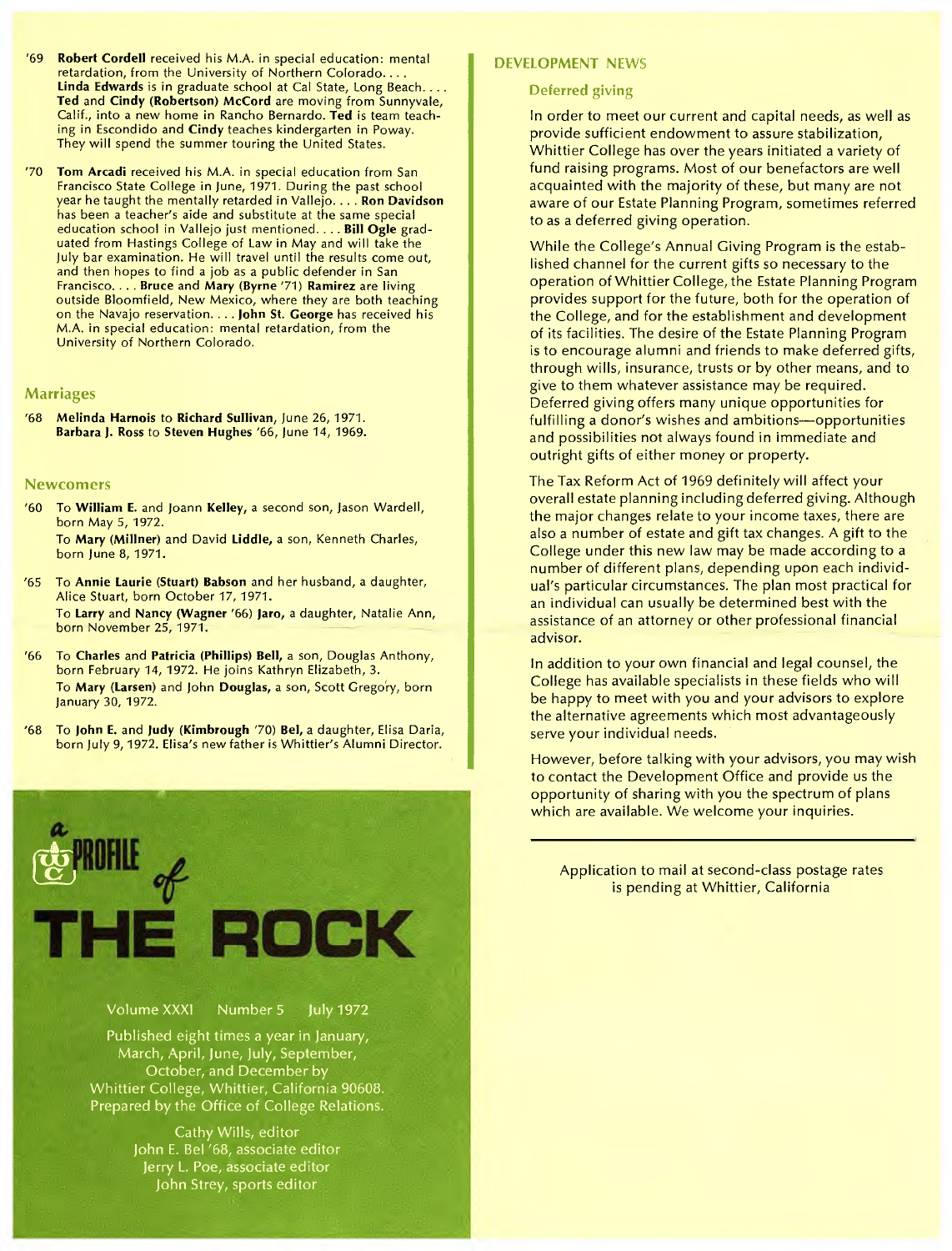'69 **Robert Cordell** received his M.A. in special education: mental retardation, from the University of Northern Colorado. . . . **Linda Edwards** is in graduate school at Cal State, Long Beach. . . . **Ted** and **Cindy (Robertson) McCord** are moving from Sunnyvale, Calif., into a new home in Rancho Bernardo. **Ted** is team teaching in Escondido and **Cindy** teaches kindergarten in Poway. They will spend the summer touring the United States.

'70 **Tom Arcadi** received his M.A. in special education from San Francisco State College in June, 1971. During the past school year he taught the mentally retarded in Vallejo. . . . **Ron Davidson** has been a teacher's aide and substitute at the same special education school in Vallejo just mentioned. . . . **Bill Ogle** graduated from Hastings College of Law in May and will take the July bar examination. He will travel until the results come out, and then hopes to find a job as a public defender in San Francisco. . . . **Bruce** and **Mary (Byrne '71) Ramirez** are living outside Bloomfield, New Mexico, where they are both teaching on the Navajo reservation. . . . **John St. George** has received his M.A. in special education: mental retardation, from the University of Northern Colorado.

## Marriages

'68 **Melinda Harnois** to **Richard Sullivan**, June 26, 1971.
**Barbara J. Ross** to **Steven Hughes** '66, June 14, 1969.

## Newcomers

'60 To **William E.** and Joann **Kelley**, a second son, Jason Wardell, born May 5, 1972.
To **Mary (Millner)** and David **Liddle**, a son, Kenneth Charles, born June 8, 1971.

'65 To **Annie Laurie (Stuart) Babson** and her husband, a daughter, Alice Stuart, born October 17, 1971.
To **Larry** and **Nancy (Wagner** '66) **Jaro**, a daughter, Natalie Ann, born November 25, 1971.

'66 To **Charles** and **Patricia (Phillips) Bell**, a son, Douglas Anthony, born February 14, 1972. He joins Kathryn Elizabeth, 3.
To **Mary (Larsen)** and John **Douglas**, a son, Scott Gregory, born January 30, 1972.

'68 To **John E.** and **Judy (Kimbrough** '70) **Bel**, a daughter, Elisa Daria, born July 9, 1972. Elisa's new father is Whittier's Alumni Director.

# a PROFILE of THE ROCK

Volume XXXI Number 5 July 1972

Published eight times a year in January, March, April, June, July, September, October, and December by Whittier College, Whittier, California 90608. Prepared by the Office of College Relations.

Cathy Wills, editor
John E. Bel '68, associate editor
Jerry L. Poe, associate editor
John Strey, sports editor

## DEVELOPMENT NEWS

### Deferred giving

In order to meet our current and capital needs, as well as provide sufficient endowment to assure stabilization, Whittier College has over the years initiated a variety of fund raising programs. Most of our benefactors are well acquainted with the majority of these, but many are not aware of our Estate Planning Program, sometimes referred to as a deferred giving operation.

While the College's Annual Giving Program is the established channel for the current gifts so necessary to the operation of Whittier College, the Estate Planning Program provides support for the future, both for the operation of the College, and for the establishment and development of its facilities. The desire of the Estate Planning Program is to encourage alumni and friends to make deferred gifts, through wills, insurance, trusts or by other means, and to give to them whatever assistance may be required. Deferred giving offers many unique opportunities for fulfilling a donor's wishes and ambitions—opportunities and possibilities not always found in immediate and outright gifts of either money or property.

The Tax Reform Act of 1969 definitely will affect your overall estate planning including deferred giving. Although the major changes relate to your income taxes, there are also a number of estate and gift tax changes. A gift to the College under this new law may be made according to a number of different plans, depending upon each individual's particular circumstances. The plan most practical for an individual can usually be determined best with the assistance of an attorney or other professional financial advisor.

In addition to your own financial and legal counsel, the College has available specialists in these fields who will be happy to meet with you and your advisors to explore the alternative agreements which most advantageously serve your individual needs.

However, before talking with your advisors, you may wish to contact the Development Office and provide us the opportunity of sharing with you the spectrum of plans which are available. We welcome your inquiries.

Application to mail at second-class postage rates is pending at Whittier, California